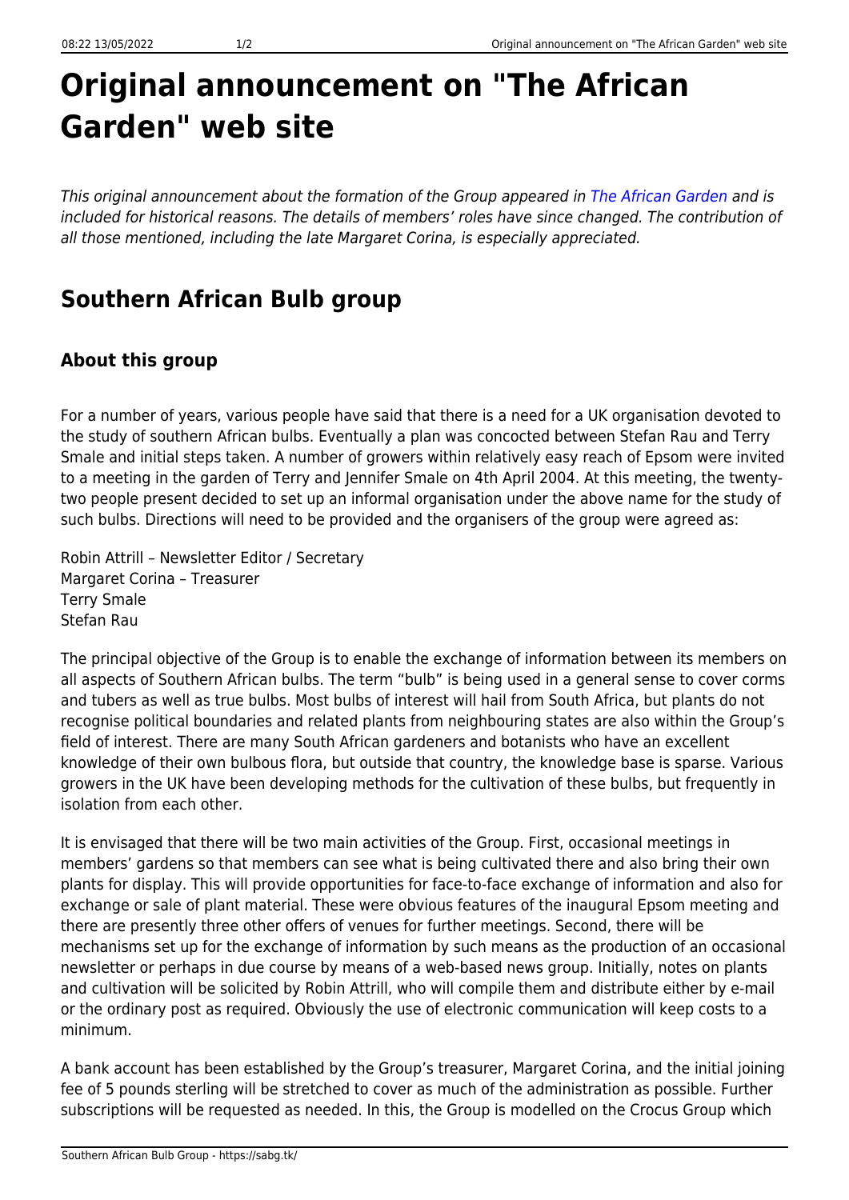# Original announcement on "The African Garden" web site

*This original announcement about the formation of the Group appeared in The African Garden and is included for historical reasons. The details of members' roles have since changed. The contribution of all those mentioned, including the late Margaret Corina, is especially appreciated.*

## Southern African Bulb group

### About this group

For a number of years, various people have said that there is a need for a UK organisation devoted to the study of southern African bulbs. Eventually a plan was concocted between Stefan Rau and Terry Smale and initial steps taken. A number of growers within relatively easy reach of Epsom were invited to a meeting in the garden of Terry and Jennifer Smale on 4th April 2004. At this meeting, the twenty-two people present decided to set up an informal organisation under the above name for the study of such bulbs. Directions will need to be provided and the organisers of the group were agreed as:

Robin Attrill – Newsletter Editor / Secretary
Margaret Corina – Treasurer
Terry Smale
Stefan Rau

The principal objective of the Group is to enable the exchange of information between its members on all aspects of Southern African bulbs. The term "bulb" is being used in a general sense to cover corms and tubers as well as true bulbs. Most bulbs of interest will hail from South Africa, but plants do not recognise political boundaries and related plants from neighbouring states are also within the Group's field of interest. There are many South African gardeners and botanists who have an excellent knowledge of their own bulbous flora, but outside that country, the knowledge base is sparse. Various growers in the UK have been developing methods for the cultivation of these bulbs, but frequently in isolation from each other.

It is envisaged that there will be two main activities of the Group. First, occasional meetings in members' gardens so that members can see what is being cultivated there and also bring their own plants for display. This will provide opportunities for face-to-face exchange of information and also for exchange or sale of plant material. These were obvious features of the inaugural Epsom meeting and there are presently three other offers of venues for further meetings. Second, there will be mechanisms set up for the exchange of information by such means as the production of an occasional newsletter or perhaps in due course by means of a web-based news group. Initially, notes on plants and cultivation will be solicited by Robin Attrill, who will compile them and distribute either by e-mail or the ordinary post as required. Obviously the use of electronic communication will keep costs to a minimum.

A bank account has been established by the Group's treasurer, Margaret Corina, and the initial joining fee of 5 pounds sterling will be stretched to cover as much of the administration as possible. Further subscriptions will be requested as needed. In this, the Group is modelled on the Crocus Group which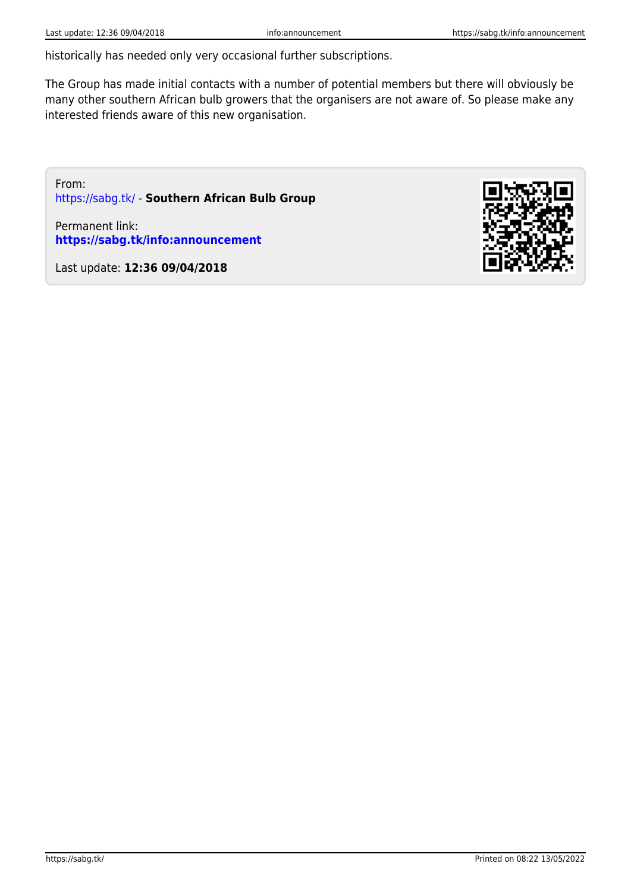historically has needed only very occasional further subscriptions.

The Group has made initial contacts with a number of potential members but there will obviously be many other southern African bulb growers that the organisers are not aware of. So please make any interested friends aware of this new organisation.

From:
https://sabg.tk/ - **Southern African Bulb Group**

Permanent link:
**https://sabg.tk/info:announcement**

Last update: **12:36 09/04/2018**